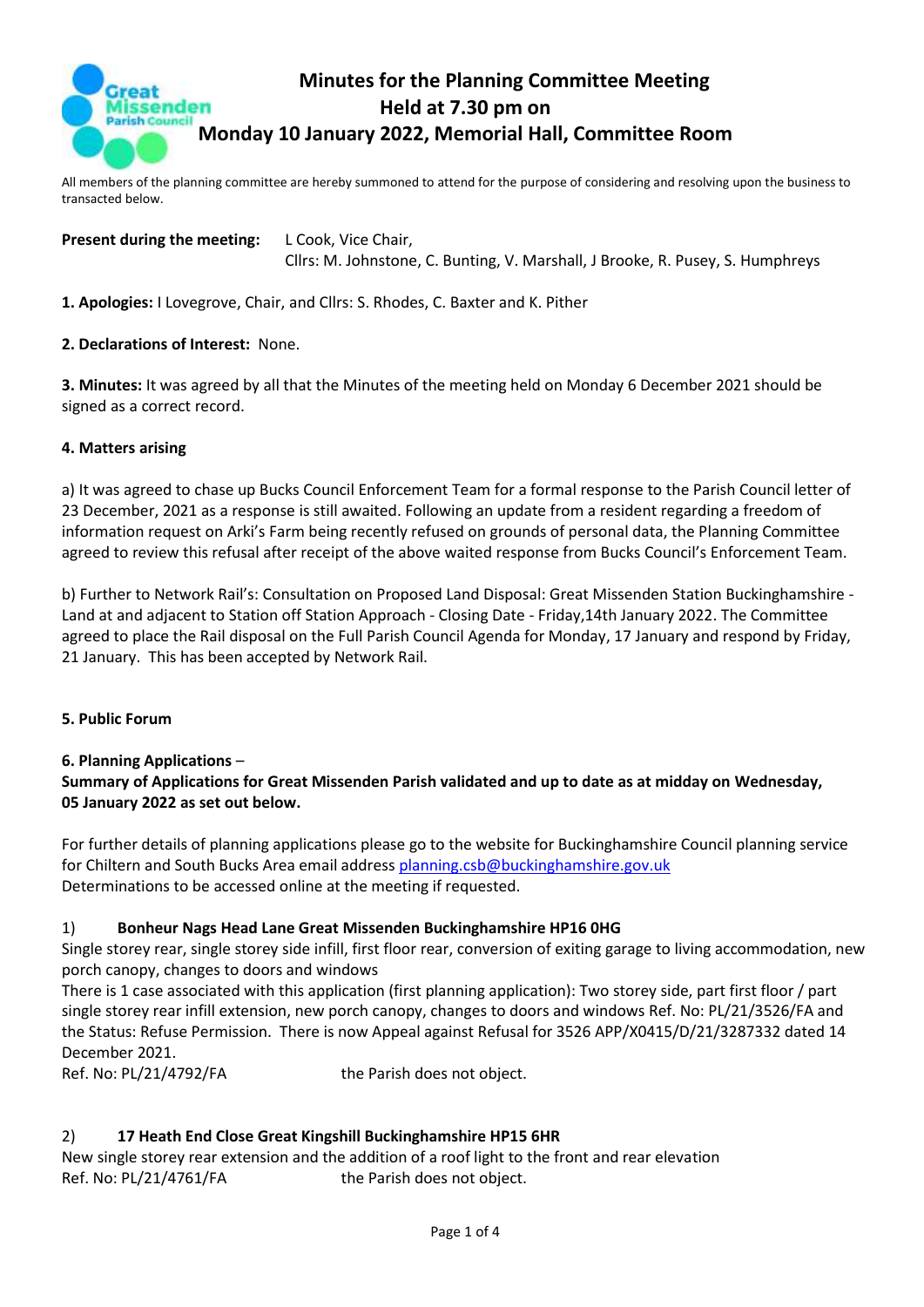# Minutes for the Planning Committee Meeting Held at 7.30 pm on Monday 10 January 2022, Memorial Hall, Committee Room

All members of the planning committee are hereby summoned to attend for the purpose of considering and resolving upon the business to transacted below.

**Present during the meeting:** L Cook, Vice Chair,
Cllrs: M. Johnstone, C. Bunting, V. Marshall, J Brooke, R. Pusey, S. Humphreys

**1. Apologies:** I Lovegrove, Chair, and Cllrs: S. Rhodes, C. Baxter and K. Pither

**2. Declarations of Interest:** None.

**3. Minutes:** It was agreed by all that the Minutes of the meeting held on Monday 6 December 2021 should be signed as a correct record.

**4. Matters arising**

a) It was agreed to chase up Bucks Council Enforcement Team for a formal response to the Parish Council letter of 23 December, 2021 as a response is still awaited. Following an update from a resident regarding a freedom of information request on Arki's Farm being recently refused on grounds of personal data, the Planning Committee agreed to review this refusal after receipt of the above waited response from Bucks Council's Enforcement Team.

b) Further to Network Rail's: Consultation on Proposed Land Disposal: Great Missenden Station Buckinghamshire - Land at and adjacent to Station off Station Approach - Closing Date - Friday,14th January 2022. The Committee agreed to place the Rail disposal on the Full Parish Council Agenda for Monday, 17 January and respond by Friday, 21 January. This has been accepted by Network Rail.

**5. Public Forum**

**6. Planning Applications** –
**Summary of Applications for Great Missenden Parish validated and up to date as at midday on Wednesday, 05 January 2022 as set out below.**

For further details of planning applications please go to the website for Buckinghamshire Council planning service for Chiltern and South Bucks Area email address planning.csb@buckinghamshire.gov.uk
Determinations to be accessed online at the meeting if requested.

1) **Bonheur Nags Head Lane Great Missenden Buckinghamshire HP16 0HG**
Single storey rear, single storey side infill, first floor rear, conversion of exiting garage to living accommodation, new porch canopy, changes to doors and windows
There is 1 case associated with this application (first planning application): Two storey side, part first floor / part single storey rear infill extension, new porch canopy, changes to doors and windows Ref. No: PL/21/3526/FA and the Status: Refuse Permission. There is now Appeal against Refusal for 3526 APP/X0415/D/21/3287332 dated 14 December 2021.
Ref. No: PL/21/4792/FA the Parish does not object.

2) **17 Heath End Close Great Kingshill Buckinghamshire HP15 6HR**
New single storey rear extension and the addition of a roof light to the front and rear elevation
Ref. No: PL/21/4761/FA the Parish does not object.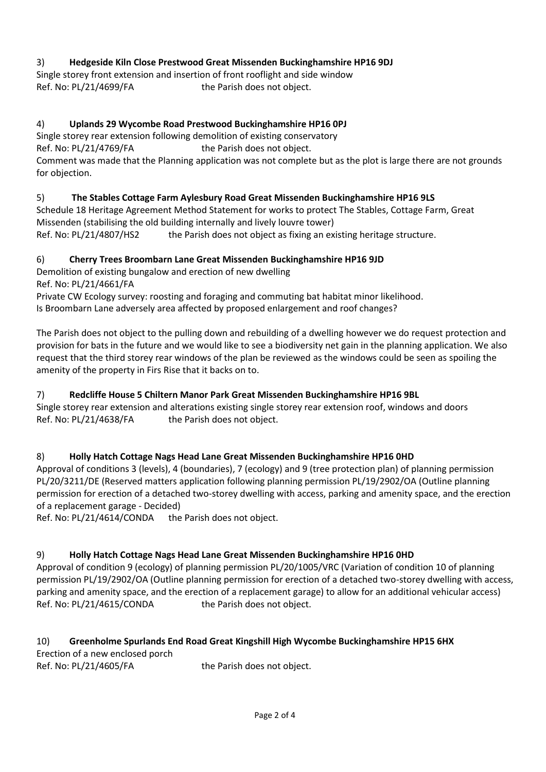3) **Hedgeside Kiln Close Prestwood Great Missenden Buckinghamshire HP16 9DJ**

Single storey front extension and insertion of front rooflight and side window

Ref. No: PL/21/4699/FA the Parish does not object.

4) **Uplands 29 Wycombe Road Prestwood Buckinghamshire HP16 0PJ**

Single storey rear extension following demolition of existing conservatory

Ref. No: PL/21/4769/FA the Parish does not object.

Comment was made that the Planning application was not complete but as the plot is large there are not grounds for objection.

5) **The Stables Cottage Farm Aylesbury Road Great Missenden Buckinghamshire HP16 9LS**

Schedule 18 Heritage Agreement Method Statement for works to protect The Stables, Cottage Farm, Great Missenden (stabilising the old building internally and lively louvre tower)

Ref. No: PL/21/4807/HS2 the Parish does not object as fixing an existing heritage structure.

6) **Cherry Trees Broombarn Lane Great Missenden Buckinghamshire HP16 9JD**

Demolition of existing bungalow and erection of new dwelling

Ref. No: PL/21/4661/FA

Private CW Ecology survey: roosting and foraging and commuting bat habitat minor likelihood.

Is Broombarn Lane adversely area affected by proposed enlargement and roof changes?

The Parish does not object to the pulling down and rebuilding of a dwelling however we do request protection and provision for bats in the future and we would like to see a biodiversity net gain in the planning application. We also request that the third storey rear windows of the plan be reviewed as the windows could be seen as spoiling the amenity of the property in Firs Rise that it backs on to.

7) **Redcliffe House 5 Chiltern Manor Park Great Missenden Buckinghamshire HP16 9BL**

Single storey rear extension and alterations existing single storey rear extension roof, windows and doors

Ref. No: PL/21/4638/FA the Parish does not object.

8) **Holly Hatch Cottage Nags Head Lane Great Missenden Buckinghamshire HP16 0HD**

Approval of conditions 3 (levels), 4 (boundaries), 7 (ecology) and 9 (tree protection plan) of planning permission PL/20/3211/DE (Reserved matters application following planning permission PL/19/2902/OA (Outline planning permission for erection of a detached two-storey dwelling with access, parking and amenity space, and the erection of a replacement garage - Decided)

Ref. No: PL/21/4614/CONDA the Parish does not object.

9) **Holly Hatch Cottage Nags Head Lane Great Missenden Buckinghamshire HP16 0HD**

Approval of condition 9 (ecology) of planning permission PL/20/1005/VRC (Variation of condition 10 of planning permission PL/19/2902/OA (Outline planning permission for erection of a detached two-storey dwelling with access, parking and amenity space, and the erection of a replacement garage) to allow for an additional vehicular access)

Ref. No: PL/21/4615/CONDA the Parish does not object.

10) **Greenholme Spurlands End Road Great Kingshill High Wycombe Buckinghamshire HP15 6HX**

Erection of a new enclosed porch

Ref. No: PL/21/4605/FA the Parish does not object.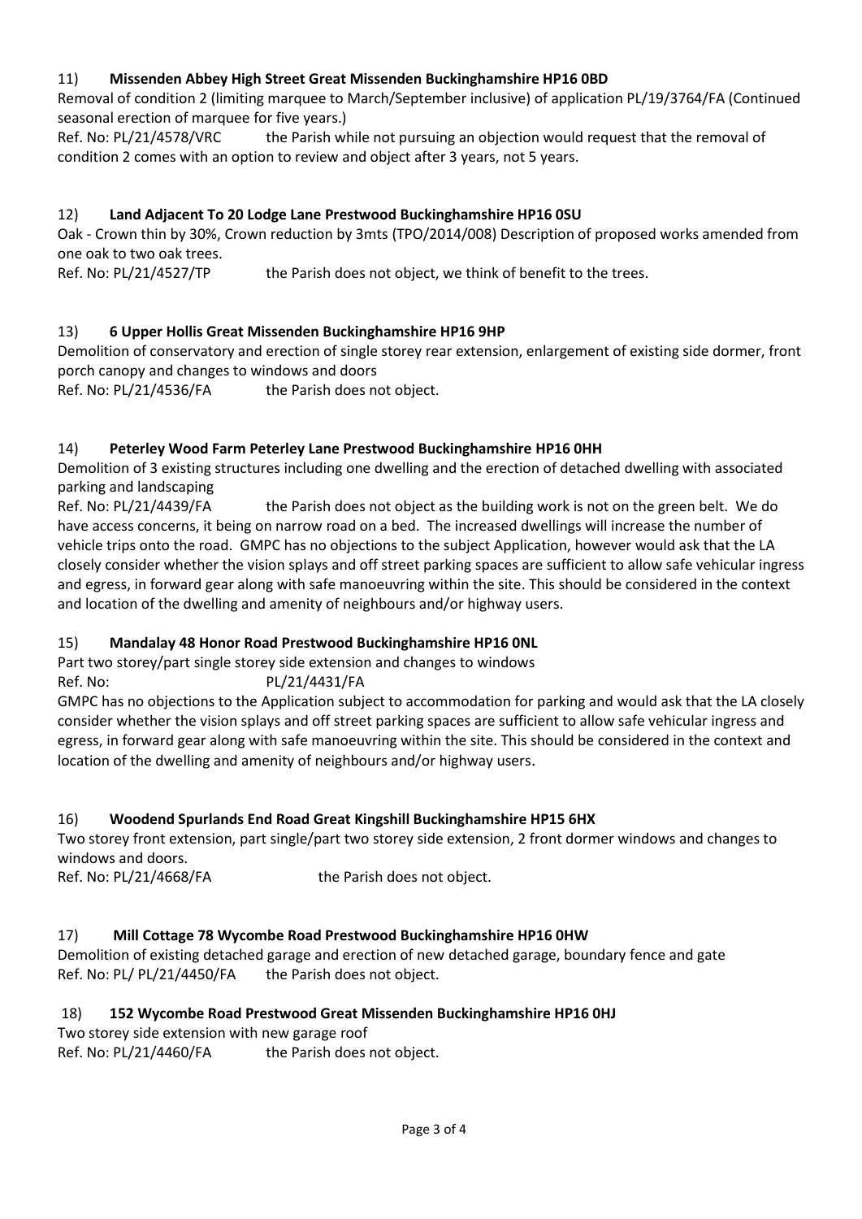11) **Missenden Abbey High Street Great Missenden Buckinghamshire HP16 0BD**

Removal of condition 2 (limiting marquee to March/September inclusive) of application PL/19/3764/FA (Continued seasonal erection of marquee for five years.)

Ref. No: PL/21/4578/VRC the Parish while not pursuing an objection would request that the removal of condition 2 comes with an option to review and object after 3 years, not 5 years.

12) **Land Adjacent To 20 Lodge Lane Prestwood Buckinghamshire HP16 0SU**

Oak - Crown thin by 30%, Crown reduction by 3mts (TPO/2014/008) Description of proposed works amended from one oak to two oak trees.

Ref. No: PL/21/4527/TP the Parish does not object, we think of benefit to the trees.

13) **6 Upper Hollis Great Missenden Buckinghamshire HP16 9HP**

Demolition of conservatory and erection of single storey rear extension, enlargement of existing side dormer, front porch canopy and changes to windows and doors

Ref. No: PL/21/4536/FA the Parish does not object.

14) **Peterley Wood Farm Peterley Lane Prestwood Buckinghamshire HP16 0HH**

Demolition of 3 existing structures including one dwelling and the erection of detached dwelling with associated parking and landscaping

Ref. No: PL/21/4439/FA the Parish does not object as the building work is not on the green belt. We do have access concerns, it being on narrow road on a bed. The increased dwellings will increase the number of vehicle trips onto the road. GMPC has no objections to the subject Application, however would ask that the LA closely consider whether the vision splays and off street parking spaces are sufficient to allow safe vehicular ingress and egress, in forward gear along with safe manoeuvring within the site. This should be considered in the context and location of the dwelling and amenity of neighbours and/or highway users.

15) **Mandalay 48 Honor Road Prestwood Buckinghamshire HP16 0NL**

Part two storey/part single storey side extension and changes to windows

Ref. No: PL/21/4431/FA

GMPC has no objections to the Application subject to accommodation for parking and would ask that the LA closely consider whether the vision splays and off street parking spaces are sufficient to allow safe vehicular ingress and egress, in forward gear along with safe manoeuvring within the site. This should be considered in the context and location of the dwelling and amenity of neighbours and/or highway users.

16) **Woodend Spurlands End Road Great Kingshill Buckinghamshire HP15 6HX**

Two storey front extension, part single/part two storey side extension, 2 front dormer windows and changes to windows and doors.

Ref. No: PL/21/4668/FA the Parish does not object.

17) **Mill Cottage 78 Wycombe Road Prestwood Buckinghamshire HP16 0HW**

Demolition of existing detached garage and erection of new detached garage, boundary fence and gate

Ref. No: PL/ PL/21/4450/FA the Parish does not object.

18) **152 Wycombe Road Prestwood Great Missenden Buckinghamshire HP16 0HJ**

Two storey side extension with new garage roof

Ref. No: PL/21/4460/FA the Parish does not object.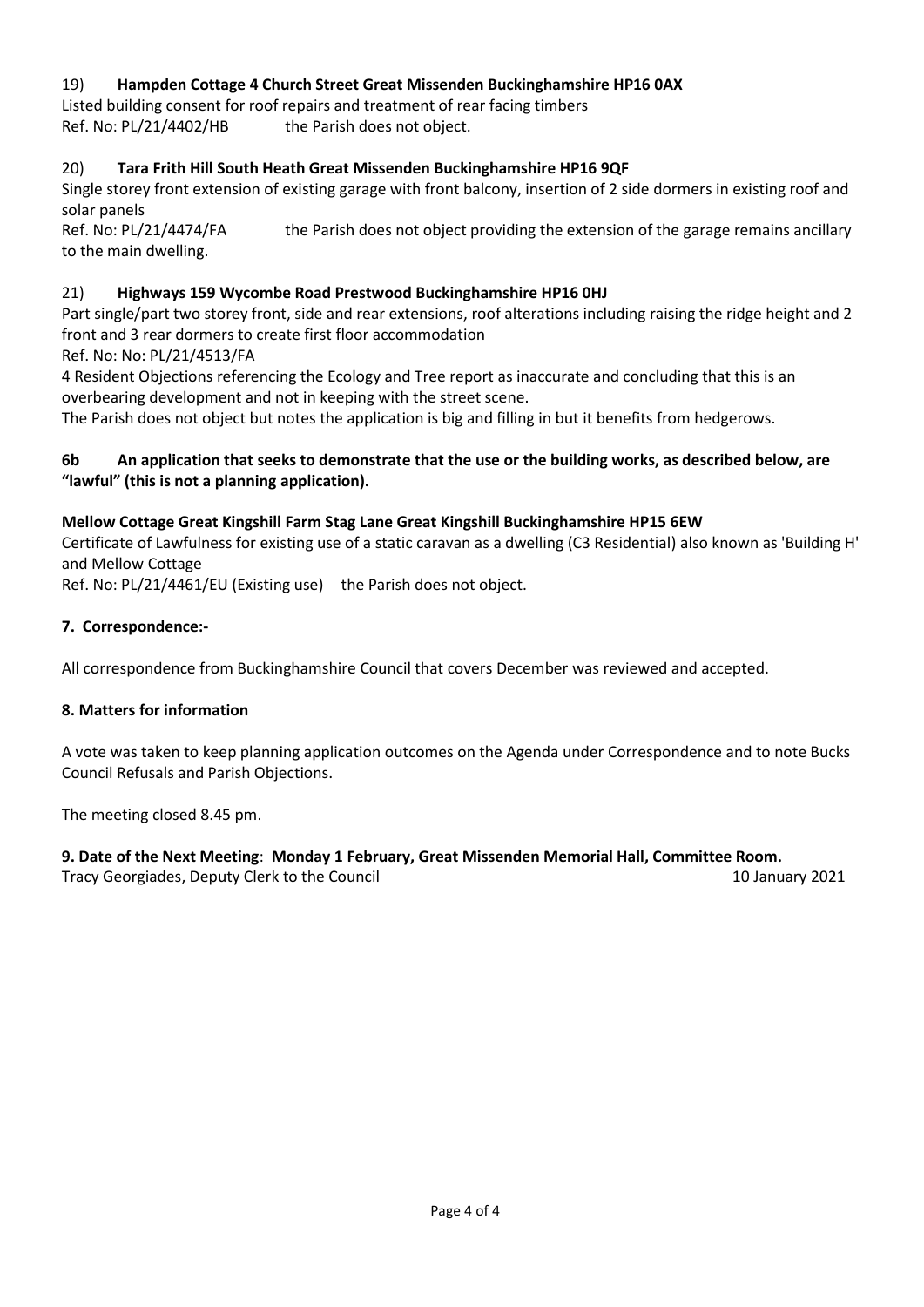19) **Hampden Cottage 4 Church Street Great Missenden Buckinghamshire HP16 0AX**

Listed building consent for roof repairs and treatment of rear facing timbers
Ref. No: PL/21/4402/HB the Parish does not object.

20) **Tara Frith Hill South Heath Great Missenden Buckinghamshire HP16 9QF**

Single storey front extension of existing garage with front balcony, insertion of 2 side dormers in existing roof and solar panels
Ref. No: PL/21/4474/FA the Parish does not object providing the extension of the garage remains ancillary to the main dwelling.

21) **Highways 159 Wycombe Road Prestwood Buckinghamshire HP16 0HJ**

Part single/part two storey front, side and rear extensions, roof alterations including raising the ridge height and 2 front and 3 rear dormers to create first floor accommodation
Ref. No: No: PL/21/4513/FA

4 Resident Objections referencing the Ecology and Tree report as inaccurate and concluding that this is an overbearing development and not in keeping with the street scene.

The Parish does not object but notes the application is big and filling in but it benefits from hedgerows.

**6b An application that seeks to demonstrate that the use or the building works, as described below, are "lawful" (this is not a planning application).**

**Mellow Cottage Great Kingshill Farm Stag Lane Great Kingshill Buckinghamshire HP15 6EW**

Certificate of Lawfulness for existing use of a static caravan as a dwelling (C3 Residential) also known as 'Building H' and Mellow Cottage
Ref. No: PL/21/4461/EU (Existing use) the Parish does not object.

**7. Correspondence:-**

All correspondence from Buckinghamshire Council that covers December was reviewed and accepted.

**8. Matters for information**

A vote was taken to keep planning application outcomes on the Agenda under Correspondence and to note Bucks Council Refusals and Parish Objections.

The meeting closed 8.45 pm.

**9. Date of the Next Meeting**: **Monday 1 February, Great Missenden Memorial Hall, Committee Room.**

Tracy Georgiades, Deputy Clerk to the Council 10 January 2021